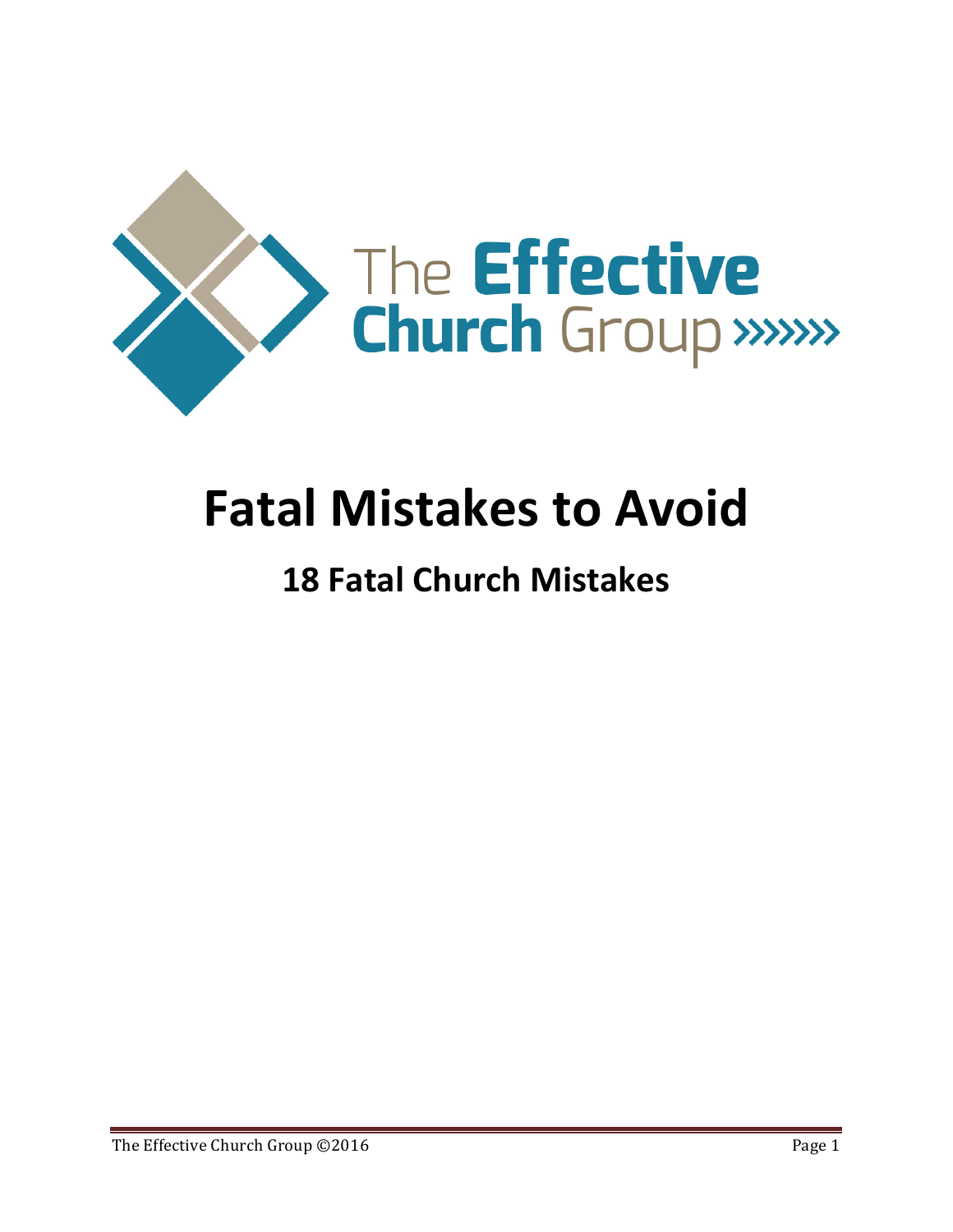The Effective Church Group

# Fatal Mistakes to Avoid

## 18 Fatal Church Mistakes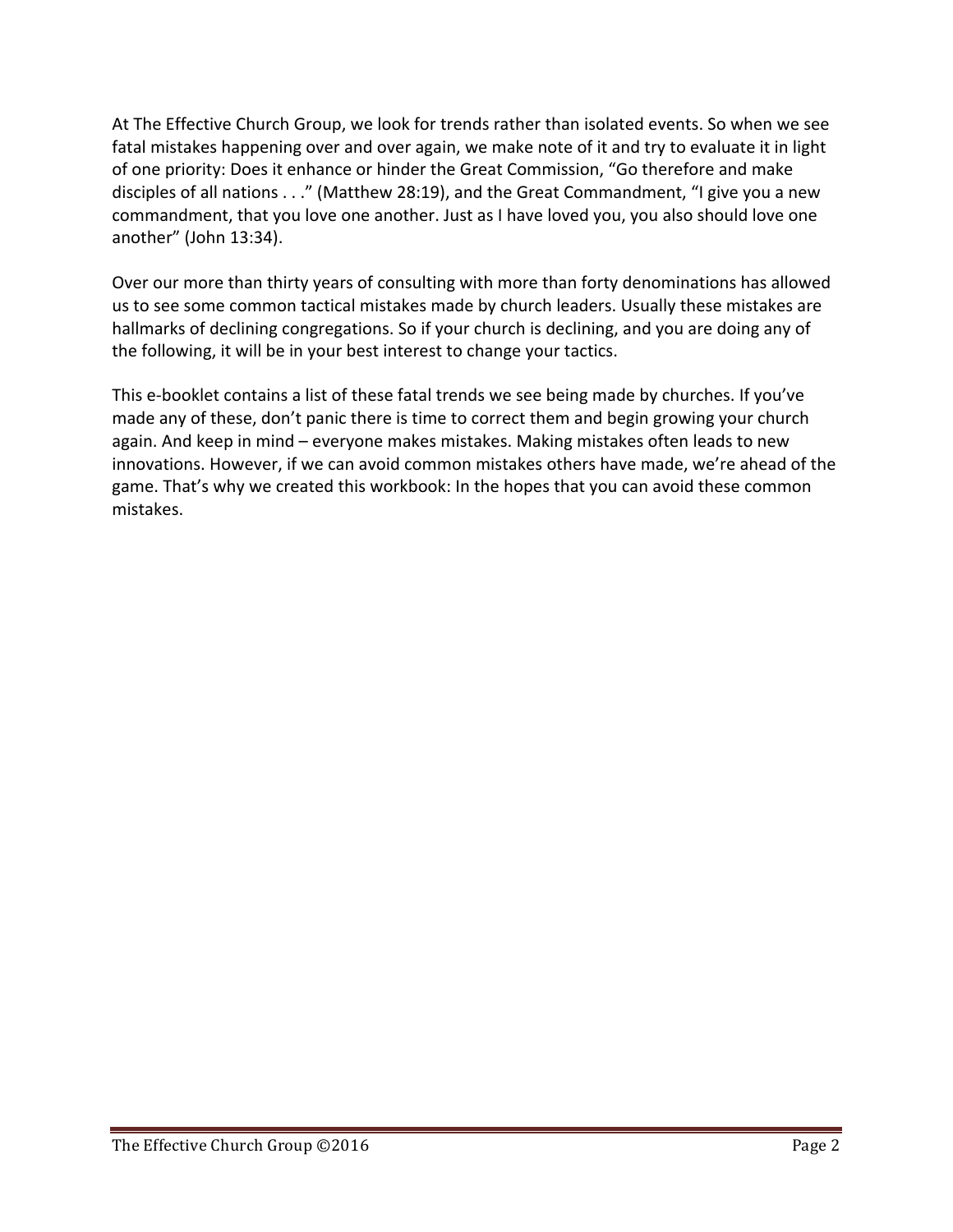At The Effective Church Group, we look for trends rather than isolated events. So when we see fatal mistakes happening over and over again, we make note of it and try to evaluate it in light of one priority: Does it enhance or hinder the Great Commission, "Go therefore and make disciples of all nations . . ." (Matthew 28:19), and the Great Commandment, "I give you a new commandment, that you love one another. Just as I have loved you, you also should love one another" (John 13:34).

Over our more than thirty years of consulting with more than forty denominations has allowed us to see some common tactical mistakes made by church leaders. Usually these mistakes are hallmarks of declining congregations. So if your church is declining, and you are doing any of the following, it will be in your best interest to change your tactics.

This e-booklet contains a list of these fatal trends we see being made by churches. If you've made any of these, don't panic there is time to correct them and begin growing your church again. And keep in mind – everyone makes mistakes. Making mistakes often leads to new innovations. However, if we can avoid common mistakes others have made, we're ahead of the game. That's why we created this workbook: In the hopes that you can avoid these common mistakes.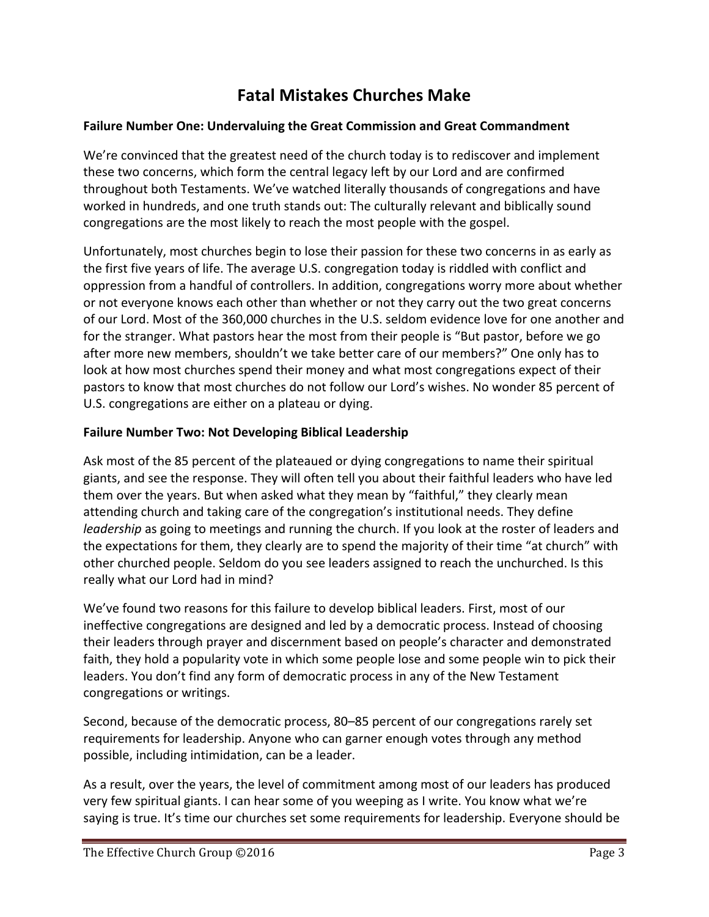# Fatal Mistakes Churches Make

**Failure Number One: Undervaluing the Great Commission and Great Commandment**

We're convinced that the greatest need of the church today is to rediscover and implement these two concerns, which form the central legacy left by our Lord and are confirmed throughout both Testaments. We've watched literally thousands of congregations and have worked in hundreds, and one truth stands out: The culturally relevant and biblically sound congregations are the most likely to reach the most people with the gospel.

Unfortunately, most churches begin to lose their passion for these two concerns in as early as the first five years of life. The average U.S. congregation today is riddled with conflict and oppression from a handful of controllers. In addition, congregations worry more about whether or not everyone knows each other than whether or not they carry out the two great concerns of our Lord. Most of the 360,000 churches in the U.S. seldom evidence love for one another and for the stranger. What pastors hear the most from their people is "But pastor, before we go after more new members, shouldn't we take better care of our members?" One only has to look at how most churches spend their money and what most congregations expect of their pastors to know that most churches do not follow our Lord's wishes. No wonder 85 percent of U.S. congregations are either on a plateau or dying.

**Failure Number Two: Not Developing Biblical Leadership**

Ask most of the 85 percent of the plateaued or dying congregations to name their spiritual giants, and see the response. They will often tell you about their faithful leaders who have led them over the years. But when asked what they mean by "faithful," they clearly mean attending church and taking care of the congregation's institutional needs. They define *leadership* as going to meetings and running the church. If you look at the roster of leaders and the expectations for them, they clearly are to spend the majority of their time "at church" with other churched people. Seldom do you see leaders assigned to reach the unchurched. Is this really what our Lord had in mind?

We've found two reasons for this failure to develop biblical leaders. First, most of our ineffective congregations are designed and led by a democratic process. Instead of choosing their leaders through prayer and discernment based on people's character and demonstrated faith, they hold a popularity vote in which some people lose and some people win to pick their leaders. You don't find any form of democratic process in any of the New Testament congregations or writings.

Second, because of the democratic process, 80–85 percent of our congregations rarely set requirements for leadership. Anyone who can garner enough votes through any method possible, including intimidation, can be a leader.

As a result, over the years, the level of commitment among most of our leaders has produced very few spiritual giants. I can hear some of you weeping as I write. You know what we're saying is true. It's time our churches set some requirements for leadership. Everyone should be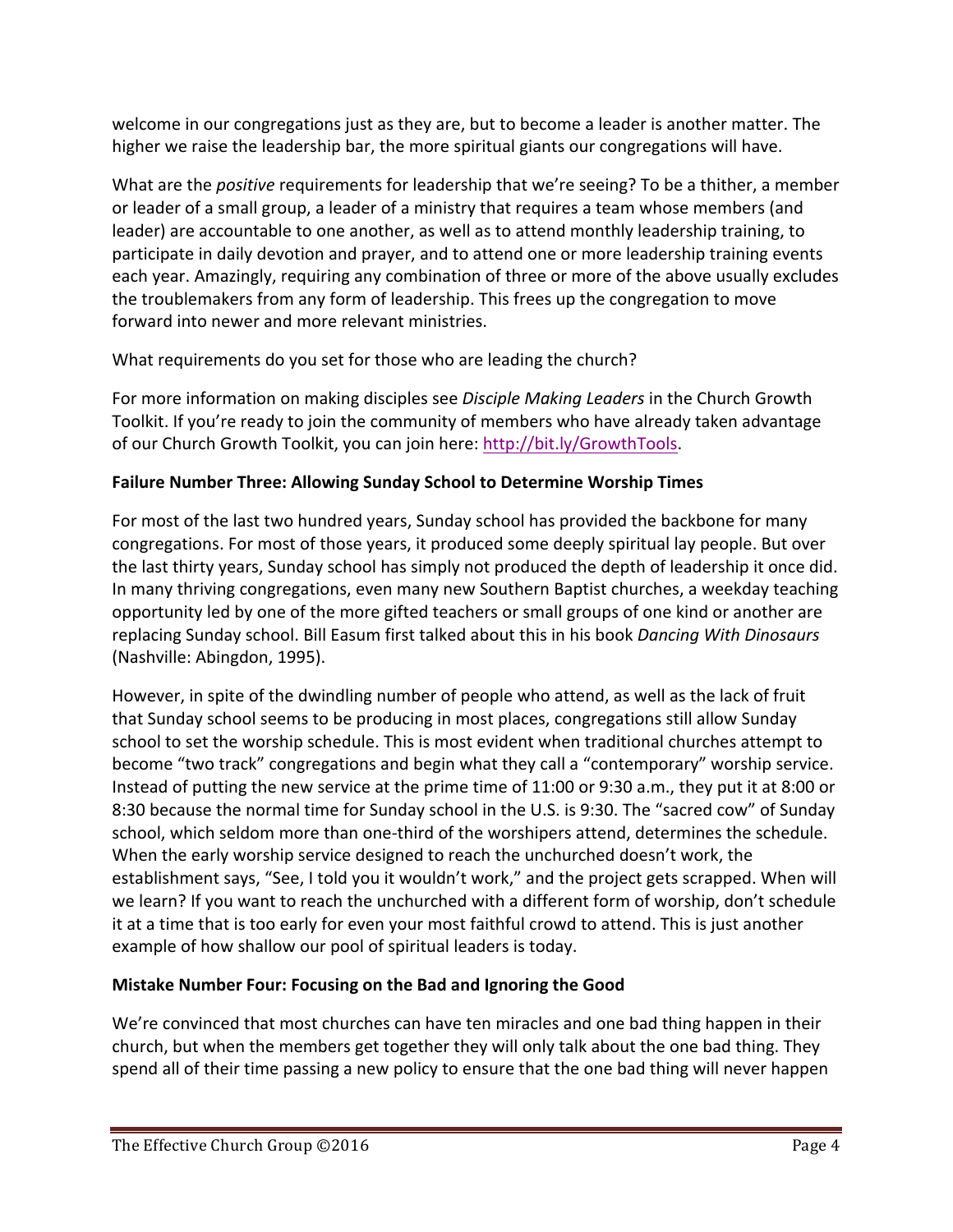welcome in our congregations just as they are, but to become a leader is another matter. The higher we raise the leadership bar, the more spiritual giants our congregations will have.

What are the *positive* requirements for leadership that we're seeing? To be a thither, a member or leader of a small group, a leader of a ministry that requires a team whose members (and leader) are accountable to one another, as well as to attend monthly leadership training, to participate in daily devotion and prayer, and to attend one or more leadership training events each year. Amazingly, requiring any combination of three or more of the above usually excludes the troublemakers from any form of leadership. This frees up the congregation to move forward into newer and more relevant ministries.

What requirements do you set for those who are leading the church?

For more information on making disciples see *Disciple Making Leaders* in the Church Growth Toolkit. If you're ready to join the community of members who have already taken advantage of our Church Growth Toolkit, you can join here: [http://bit.ly/GrowthTools](http://bit.ly/GrowthTools).

**Failure Number Three: Allowing Sunday School to Determine Worship Times**

For most of the last two hundred years, Sunday school has provided the backbone for many congregations. For most of those years, it produced some deeply spiritual lay people. But over the last thirty years, Sunday school has simply not produced the depth of leadership it once did. In many thriving congregations, even many new Southern Baptist churches, a weekday teaching opportunity led by one of the more gifted teachers or small groups of one kind or another are replacing Sunday school. Bill Easum first talked about this in his book *Dancing With Dinosaurs* (Nashville: Abingdon, 1995).

However, in spite of the dwindling number of people who attend, as well as the lack of fruit that Sunday school seems to be producing in most places, congregations still allow Sunday school to set the worship schedule. This is most evident when traditional churches attempt to become "two track" congregations and begin what they call a "contemporary" worship service. Instead of putting the new service at the prime time of 11:00 or 9:30 a.m., they put it at 8:00 or 8:30 because the normal time for Sunday school in the U.S. is 9:30. The "sacred cow" of Sunday school, which seldom more than one-third of the worshipers attend, determines the schedule. When the early worship service designed to reach the unchurched doesn't work, the establishment says, "See, I told you it wouldn't work," and the project gets scrapped. When will we learn? If you want to reach the unchurched with a different form of worship, don't schedule it at a time that is too early for even your most faithful crowd to attend. This is just another example of how shallow our pool of spiritual leaders is today.

**Mistake Number Four: Focusing on the Bad and Ignoring the Good**

We're convinced that most churches can have ten miracles and one bad thing happen in their church, but when the members get together they will only talk about the one bad thing. They spend all of their time passing a new policy to ensure that the one bad thing will never happen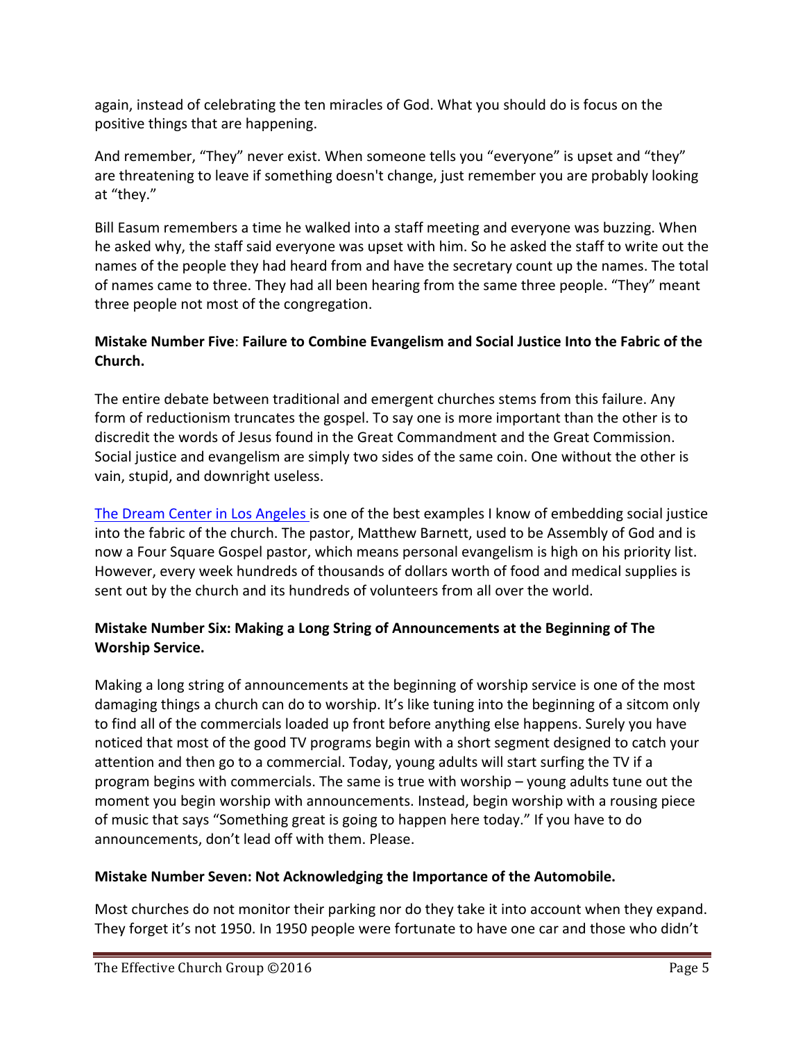again, instead of celebrating the ten miracles of God. What you should do is focus on the positive things that are happening.

And remember, "They" never exist. When someone tells you "everyone" is upset and "they" are threatening to leave if something doesn't change, just remember you are probably looking at "they."

Bill Easum remembers a time he walked into a staff meeting and everyone was buzzing. When he asked why, the staff said everyone was upset with him. So he asked the staff to write out the names of the people they had heard from and have the secretary count up the names. The total of names came to three. They had all been hearing from the same three people. "They" meant three people not most of the congregation.

**Mistake Number Five**: **Failure to Combine Evangelism and Social Justice Into the Fabric of the Church.**

The entire debate between traditional and emergent churches stems from this failure. Any form of reductionism truncates the gospel. To say one is more important than the other is to discredit the words of Jesus found in the Great Commandment and the Great Commission. Social justice and evangelism are simply two sides of the same coin. One without the other is vain, stupid, and downright useless.

The Dream Center in Los Angeles is one of the best examples I know of embedding social justice into the fabric of the church. The pastor, Matthew Barnett, used to be Assembly of God and is now a Four Square Gospel pastor, which means personal evangelism is high on his priority list. However, every week hundreds of thousands of dollars worth of food and medical supplies is sent out by the church and its hundreds of volunteers from all over the world.

**Mistake Number Six: Making a Long String of Announcements at the Beginning of The Worship Service.**

Making a long string of announcements at the beginning of worship service is one of the most damaging things a church can do to worship. It's like tuning into the beginning of a sitcom only to find all of the commercials loaded up front before anything else happens. Surely you have noticed that most of the good TV programs begin with a short segment designed to catch your attention and then go to a commercial. Today, young adults will start surfing the TV if a program begins with commercials. The same is true with worship – young adults tune out the moment you begin worship with announcements. Instead, begin worship with a rousing piece of music that says "Something great is going to happen here today." If you have to do announcements, don't lead off with them. Please.

**Mistake Number Seven: Not Acknowledging the Importance of the Automobile.**

Most churches do not monitor their parking nor do they take it into account when they expand. They forget it's not 1950. In 1950 people were fortunate to have one car and those who didn't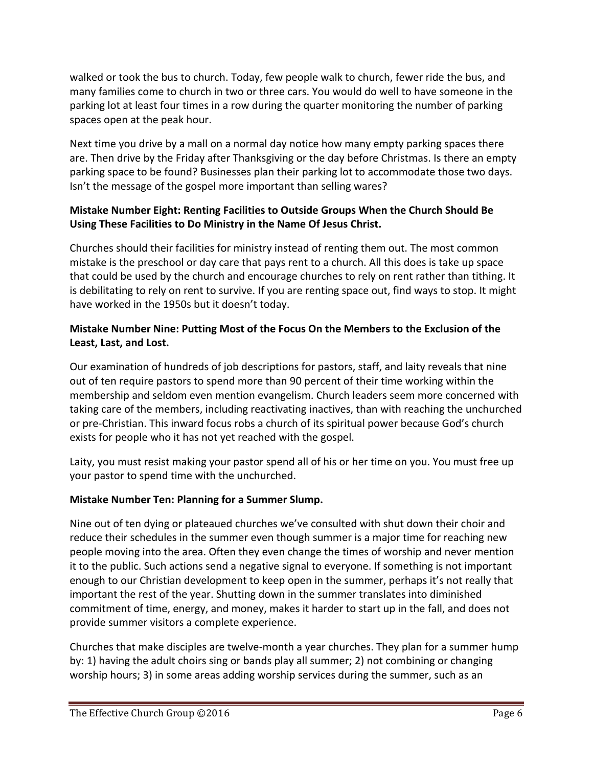walked or took the bus to church. Today, few people walk to church, fewer ride the bus, and many families come to church in two or three cars. You would do well to have someone in the parking lot at least four times in a row during the quarter monitoring the number of parking spaces open at the peak hour.

Next time you drive by a mall on a normal day notice how many empty parking spaces there are. Then drive by the Friday after Thanksgiving or the day before Christmas. Is there an empty parking space to be found? Businesses plan their parking lot to accommodate those two days. Isn't the message of the gospel more important than selling wares?

**Mistake Number Eight: Renting Facilities to Outside Groups When the Church Should Be Using These Facilities to Do Ministry in the Name Of Jesus Christ.**

Churches should their facilities for ministry instead of renting them out. The most common mistake is the preschool or day care that pays rent to a church. All this does is take up space that could be used by the church and encourage churches to rely on rent rather than tithing. It is debilitating to rely on rent to survive. If you are renting space out, find ways to stop. It might have worked in the 1950s but it doesn't today.

**Mistake Number Nine: Putting Most of the Focus On the Members to the Exclusion of the Least, Last, and Lost.**

Our examination of hundreds of job descriptions for pastors, staff, and laity reveals that nine out of ten require pastors to spend more than 90 percent of their time working within the membership and seldom even mention evangelism. Church leaders seem more concerned with taking care of the members, including reactivating inactives, than with reaching the unchurched or pre-Christian. This inward focus robs a church of its spiritual power because God's church exists for people who it has not yet reached with the gospel.

Laity, you must resist making your pastor spend all of his or her time on you. You must free up your pastor to spend time with the unchurched.

**Mistake Number Ten: Planning for a Summer Slump.**

Nine out of ten dying or plateaued churches we've consulted with shut down their choir and reduce their schedules in the summer even though summer is a major time for reaching new people moving into the area. Often they even change the times of worship and never mention it to the public. Such actions send a negative signal to everyone. If something is not important enough to our Christian development to keep open in the summer, perhaps it's not really that important the rest of the year. Shutting down in the summer translates into diminished commitment of time, energy, and money, makes it harder to start up in the fall, and does not provide summer visitors a complete experience.

Churches that make disciples are twelve-month a year churches. They plan for a summer hump by: 1) having the adult choirs sing or bands play all summer; 2) not combining or changing worship hours; 3) in some areas adding worship services during the summer, such as an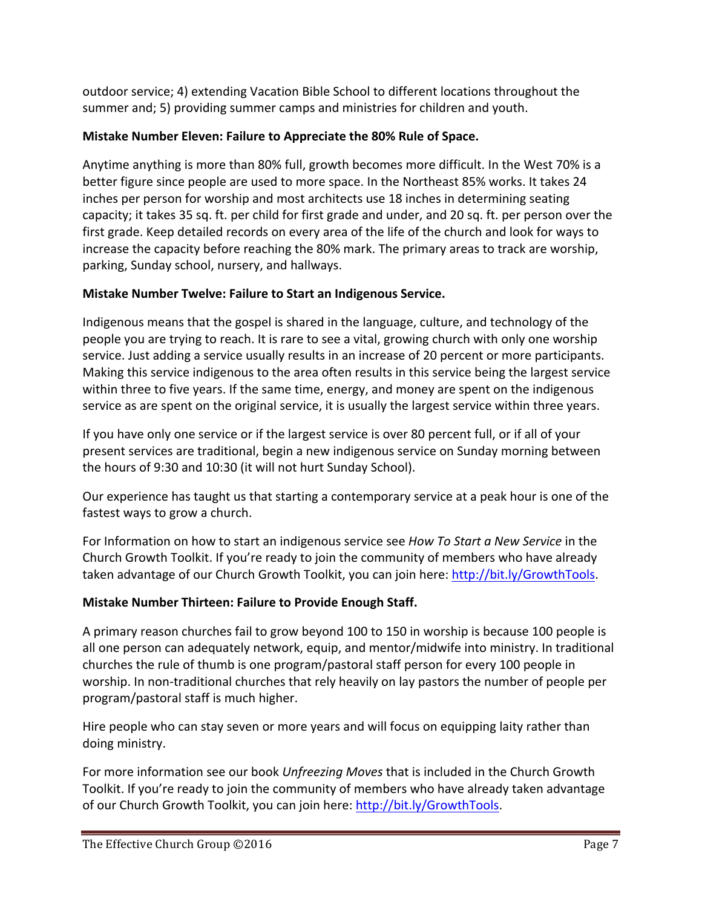outdoor service; 4) extending Vacation Bible School to different locations throughout the summer and; 5) providing summer camps and ministries for children and youth.

**Mistake Number Eleven: Failure to Appreciate the 80% Rule of Space.**

Anytime anything is more than 80% full, growth becomes more difficult. In the West 70% is a better figure since people are used to more space. In the Northeast 85% works. It takes 24 inches per person for worship and most architects use 18 inches in determining seating capacity; it takes 35 sq. ft. per child for first grade and under, and 20 sq. ft. per person over the first grade. Keep detailed records on every area of the life of the church and look for ways to increase the capacity before reaching the 80% mark. The primary areas to track are worship, parking, Sunday school, nursery, and hallways.

**Mistake Number Twelve: Failure to Start an Indigenous Service.**

Indigenous means that the gospel is shared in the language, culture, and technology of the people you are trying to reach. It is rare to see a vital, growing church with only one worship service. Just adding a service usually results in an increase of 20 percent or more participants. Making this service indigenous to the area often results in this service being the largest service within three to five years. If the same time, energy, and money are spent on the indigenous service as are spent on the original service, it is usually the largest service within three years.

If you have only one service or if the largest service is over 80 percent full, or if all of your present services are traditional, begin a new indigenous service on Sunday morning between the hours of 9:30 and 10:30 (it will not hurt Sunday School).

Our experience has taught us that starting a contemporary service at a peak hour is one of the fastest ways to grow a church.

For Information on how to start an indigenous service see *How To Start a New Service* in the Church Growth Toolkit. If you're ready to join the community of members who have already taken advantage of our Church Growth Toolkit, you can join here: http://bit.ly/GrowthTools.

**Mistake Number Thirteen: Failure to Provide Enough Staff.**

A primary reason churches fail to grow beyond 100 to 150 in worship is because 100 people is all one person can adequately network, equip, and mentor/midwife into ministry. In traditional churches the rule of thumb is one program/pastoral staff person for every 100 people in worship. In non-traditional churches that rely heavily on lay pastors the number of people per program/pastoral staff is much higher.

Hire people who can stay seven or more years and will focus on equipping laity rather than doing ministry.

For more information see our book *Unfreezing Moves* that is included in the Church Growth Toolkit. If you're ready to join the community of members who have already taken advantage of our Church Growth Toolkit, you can join here: http://bit.ly/GrowthTools.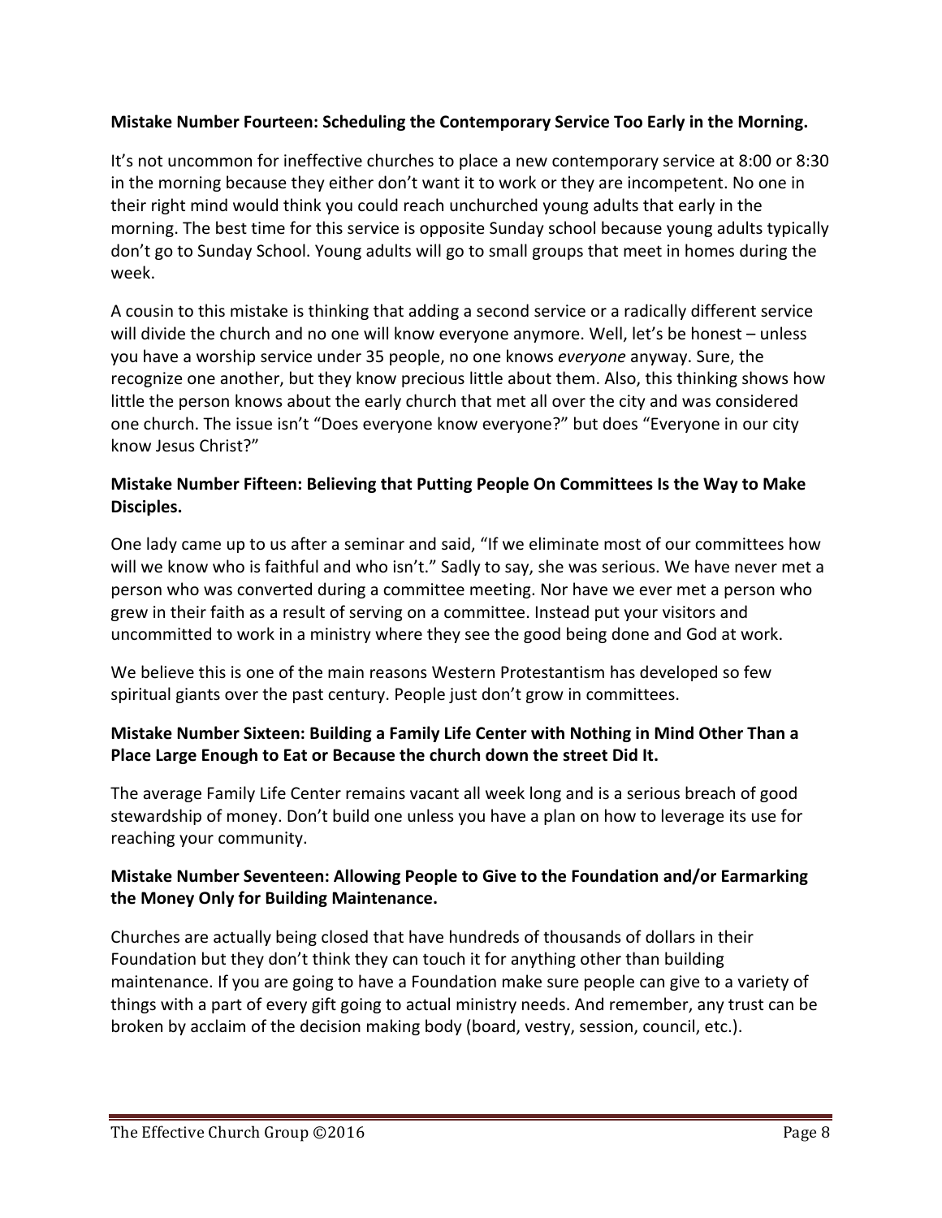**Mistake Number Fourteen: Scheduling the Contemporary Service Too Early in the Morning.**

It's not uncommon for ineffective churches to place a new contemporary service at 8:00 or 8:30 in the morning because they either don't want it to work or they are incompetent. No one in their right mind would think you could reach unchurched young adults that early in the morning. The best time for this service is opposite Sunday school because young adults typically don't go to Sunday School. Young adults will go to small groups that meet in homes during the week.

A cousin to this mistake is thinking that adding a second service or a radically different service will divide the church and no one will know everyone anymore. Well, let's be honest – unless you have a worship service under 35 people, no one knows *everyone* anyway. Sure, the recognize one another, but they know precious little about them. Also, this thinking shows how little the person knows about the early church that met all over the city and was considered one church. The issue isn't "Does everyone know everyone?" but does "Everyone in our city know Jesus Christ?"

**Mistake Number Fifteen: Believing that Putting People On Committees Is the Way to Make Disciples.**

One lady came up to us after a seminar and said, "If we eliminate most of our committees how will we know who is faithful and who isn't." Sadly to say, she was serious. We have never met a person who was converted during a committee meeting. Nor have we ever met a person who grew in their faith as a result of serving on a committee. Instead put your visitors and uncommitted to work in a ministry where they see the good being done and God at work.

We believe this is one of the main reasons Western Protestantism has developed so few spiritual giants over the past century. People just don't grow in committees.

**Mistake Number Sixteen: Building a Family Life Center with Nothing in Mind Other Than a Place Large Enough to Eat or Because the church down the street Did It.**

The average Family Life Center remains vacant all week long and is a serious breach of good stewardship of money. Don't build one unless you have a plan on how to leverage its use for reaching your community.

**Mistake Number Seventeen: Allowing People to Give to the Foundation and/or Earmarking the Money Only for Building Maintenance.**

Churches are actually being closed that have hundreds of thousands of dollars in their Foundation but they don't think they can touch it for anything other than building maintenance. If you are going to have a Foundation make sure people can give to a variety of things with a part of every gift going to actual ministry needs. And remember, any trust can be broken by acclaim of the decision making body (board, vestry, session, council, etc.).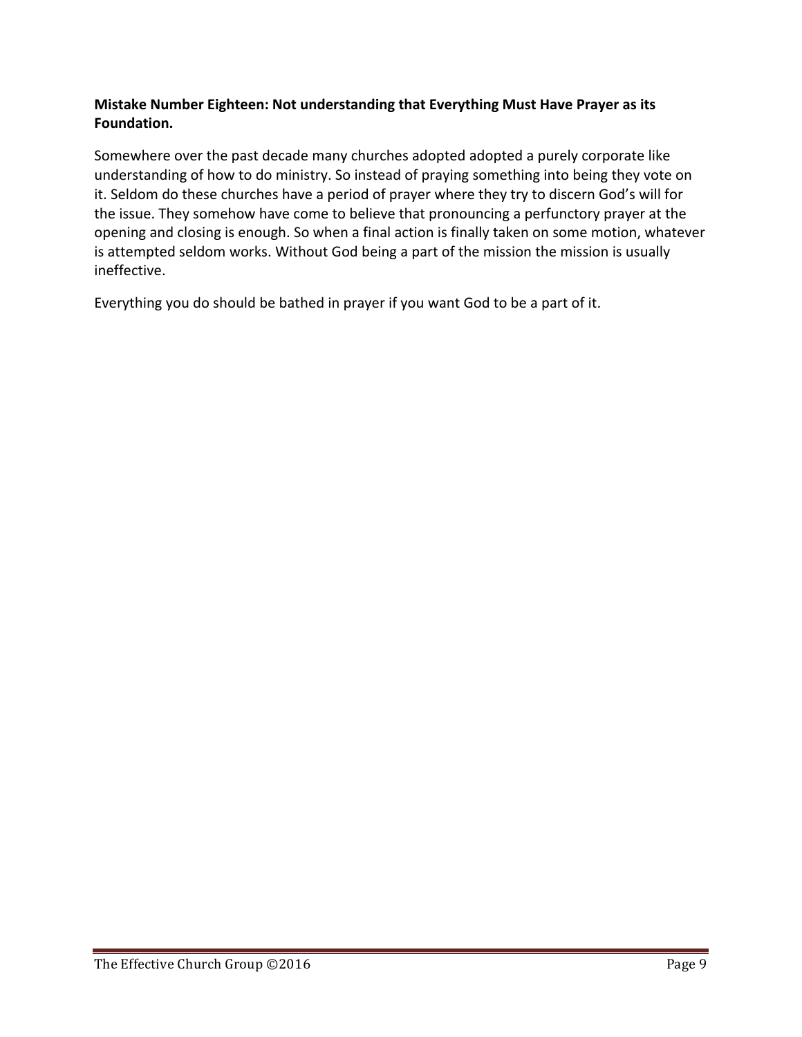**Mistake Number Eighteen: Not understanding that Everything Must Have Prayer as its Foundation.**

Somewhere over the past decade many churches adopted adopted a purely corporate like understanding of how to do ministry. So instead of praying something into being they vote on it. Seldom do these churches have a period of prayer where they try to discern God's will for the issue. They somehow have come to believe that pronouncing a perfunctory prayer at the opening and closing is enough. So when a final action is finally taken on some motion, whatever is attempted seldom works. Without God being a part of the mission the mission is usually ineffective.

Everything you do should be bathed in prayer if you want God to be a part of it.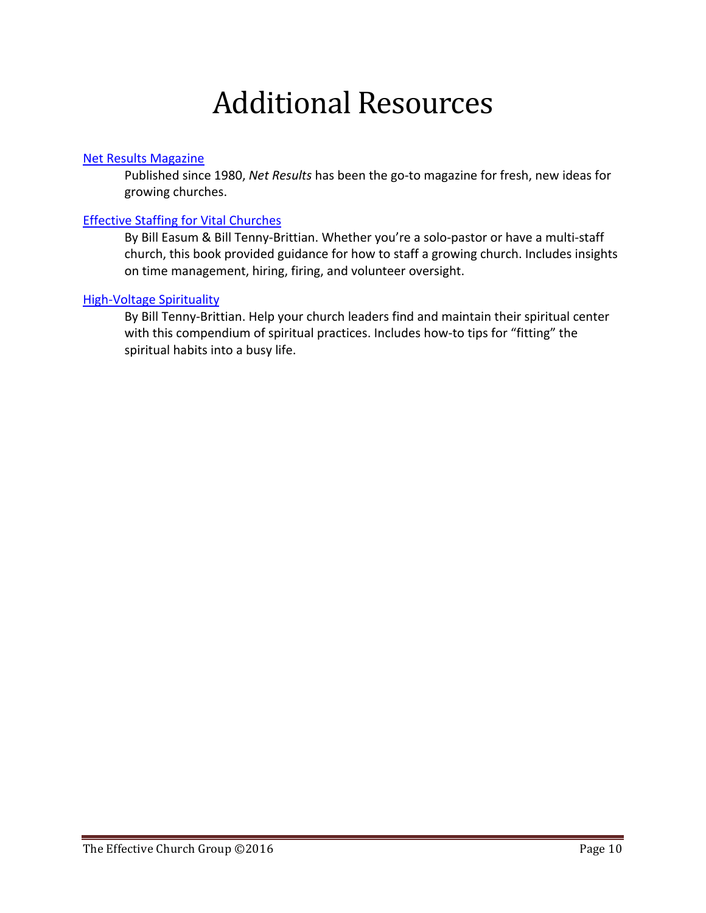# Additional Resources

Net Results Magazine

Published since 1980, *Net Results* has been the go-to magazine for fresh, new ideas for growing churches.

Effective Staffing for Vital Churches

By Bill Easum & Bill Tenny-Brittian. Whether you're a solo-pastor or have a multi-staff church, this book provided guidance for how to staff a growing church. Includes insights on time management, hiring, firing, and volunteer oversight.

High-Voltage Spirituality

By Bill Tenny-Brittian. Help your church leaders find and maintain their spiritual center with this compendium of spiritual practices. Includes how-to tips for "fitting" the spiritual habits into a busy life.